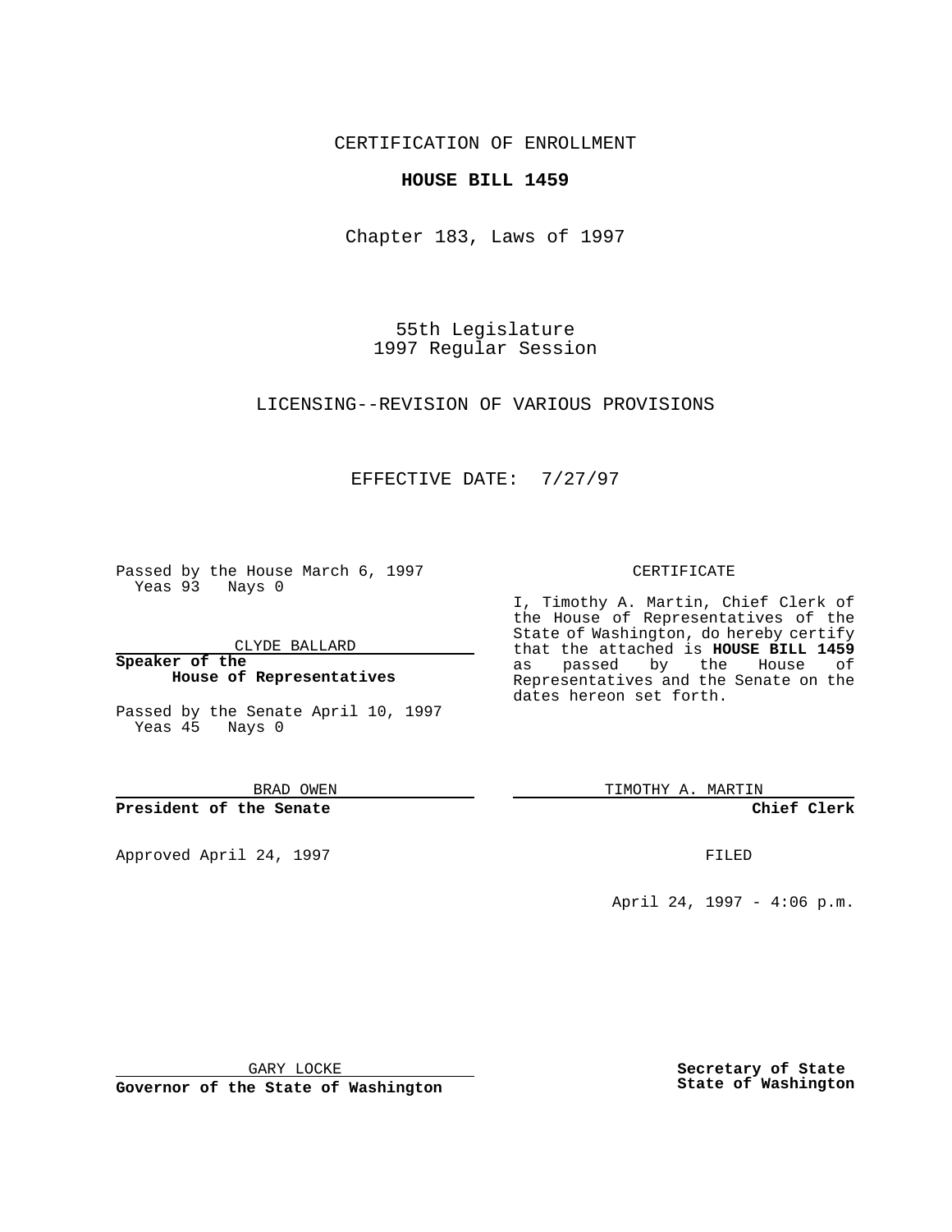CERTIFICATION OF ENROLLMENT

**HOUSE BILL 1459**

Chapter 183, Laws of 1997

55th Legislature
1997 Regular Session

LICENSING--REVISION OF VARIOUS PROVISIONS

EFFECTIVE DATE: 7/27/97

Passed by the House March 6, 1997
Yeas 93 Nays 0

CLYDE BALLARD

**Speaker of the House of Representatives**

Passed by the Senate April 10, 1997
Yeas 45 Nays 0

BRAD OWEN

**President of the Senate**

Approved April 24, 1997

GARY LOCKE

**Governor of the State of Washington**

CERTIFICATE

I, Timothy A. Martin, Chief Clerk of the House of Representatives of the State of Washington, do hereby certify that the attached is **HOUSE BILL 1459** as passed by the House of Representatives and the Senate on the dates hereon set forth.

TIMOTHY A. MARTIN

**Chief Clerk**

FILED

April 24, 1997 - 4:06 p.m.

**Secretary of State**
**State of Washington**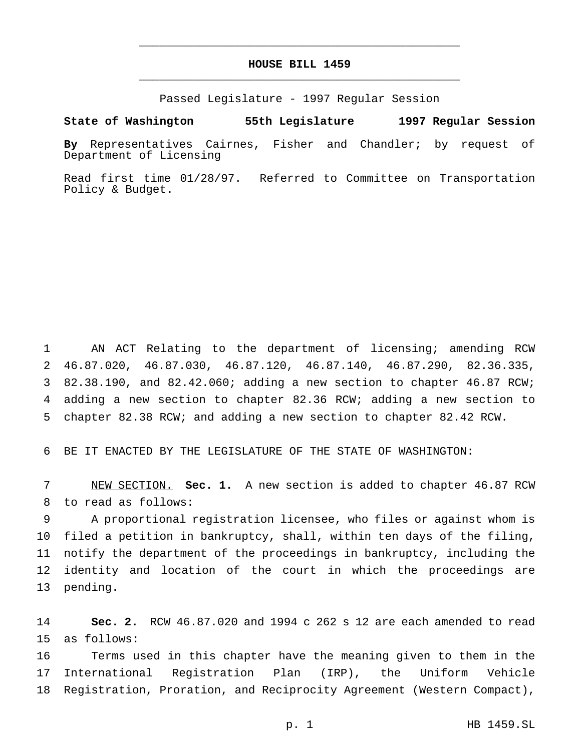# HOUSE BILL 1459

Passed Legislature - 1997 Regular Session

**State of Washington 55th Legislature 1997 Regular Session**

**By** Representatives Cairnes, Fisher and Chandler; by request of Department of Licensing

Read first time 01/28/97. Referred to Committee on Transportation Policy & Budget.

AN ACT Relating to the department of licensing; amending RCW 46.87.020, 46.87.030, 46.87.120, 46.87.140, 46.87.290, 82.36.335, 82.38.190, and 82.42.060; adding a new section to chapter 46.87 RCW; adding a new section to chapter 82.36 RCW; adding a new section to chapter 82.38 RCW; and adding a new section to chapter 82.42 RCW.

BE IT ENACTED BY THE LEGISLATURE OF THE STATE OF WASHINGTON:

NEW SECTION. **Sec. 1.** A new section is added to chapter 46.87 RCW to read as follows:

A proportional registration licensee, who files or against whom is filed a petition in bankruptcy, shall, within ten days of the filing, notify the department of the proceedings in bankruptcy, including the identity and location of the court in which the proceedings are pending.

**Sec. 2.** RCW 46.87.020 and 1994 c 262 s 12 are each amended to read as follows:

Terms used in this chapter have the meaning given to them in the International Registration Plan (IRP), the Uniform Vehicle Registration, Proration, and Reciprocity Agreement (Western Compact),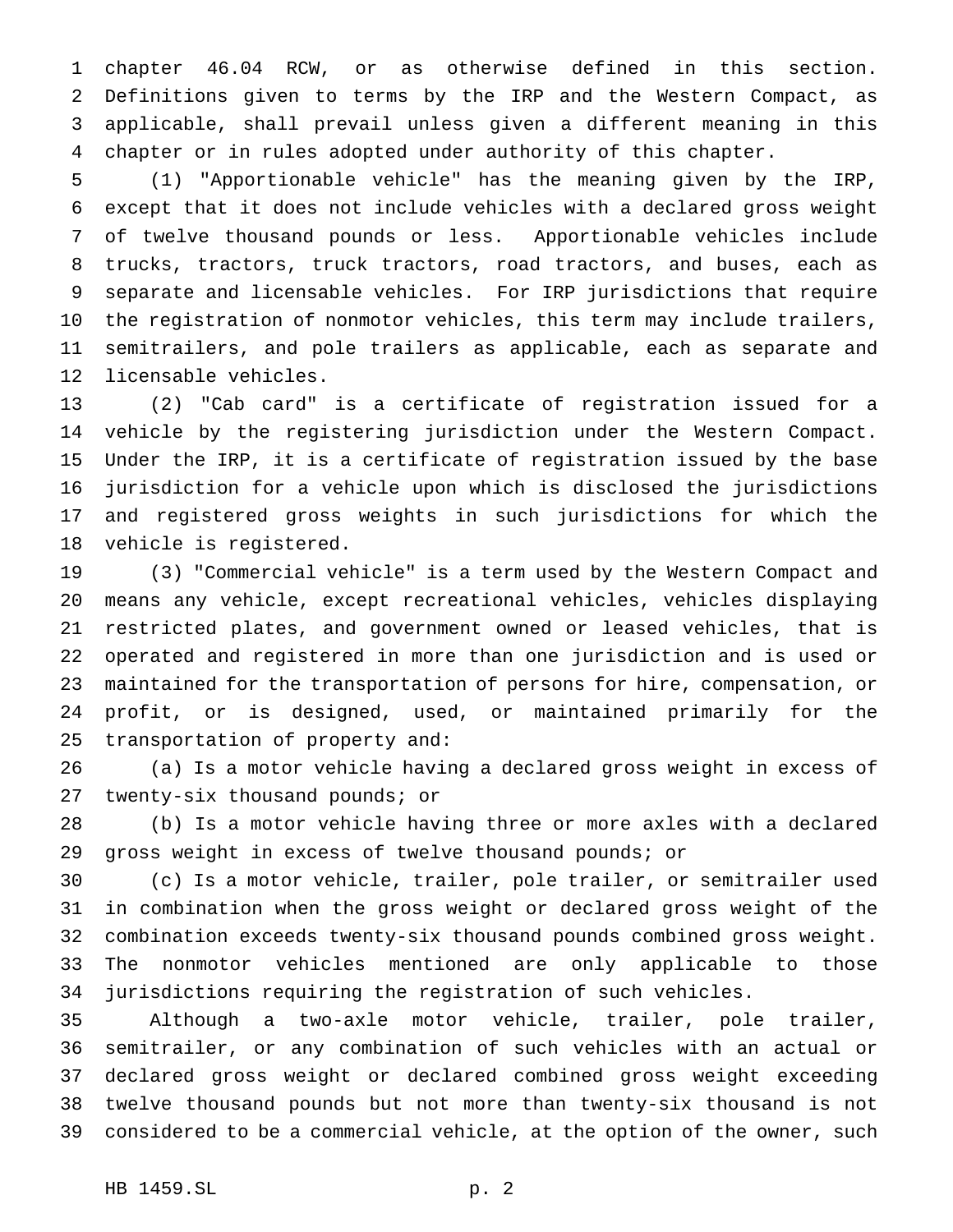chapter 46.04 RCW, or as otherwise defined in this section. Definitions given to terms by the IRP and the Western Compact, as applicable, shall prevail unless given a different meaning in this chapter or in rules adopted under authority of this chapter.

(1) "Apportionable vehicle" has the meaning given by the IRP, except that it does not include vehicles with a declared gross weight of twelve thousand pounds or less. Apportionable vehicles include trucks, tractors, truck tractors, road tractors, and buses, each as separate and licensable vehicles. For IRP jurisdictions that require the registration of nonmotor vehicles, this term may include trailers, semitrailers, and pole trailers as applicable, each as separate and licensable vehicles.

(2) "Cab card" is a certificate of registration issued for a vehicle by the registering jurisdiction under the Western Compact. Under the IRP, it is a certificate of registration issued by the base jurisdiction for a vehicle upon which is disclosed the jurisdictions and registered gross weights in such jurisdictions for which the vehicle is registered.

(3) "Commercial vehicle" is a term used by the Western Compact and means any vehicle, except recreational vehicles, vehicles displaying restricted plates, and government owned or leased vehicles, that is operated and registered in more than one jurisdiction and is used or maintained for the transportation of persons for hire, compensation, or profit, or is designed, used, or maintained primarily for the transportation of property and:

(a) Is a motor vehicle having a declared gross weight in excess of twenty-six thousand pounds; or

(b) Is a motor vehicle having three or more axles with a declared gross weight in excess of twelve thousand pounds; or

(c) Is a motor vehicle, trailer, pole trailer, or semitrailer used in combination when the gross weight or declared gross weight of the combination exceeds twenty-six thousand pounds combined gross weight. The nonmotor vehicles mentioned are only applicable to those jurisdictions requiring the registration of such vehicles.

Although a two-axle motor vehicle, trailer, pole trailer, semitrailer, or any combination of such vehicles with an actual or declared gross weight or declared combined gross weight exceeding twelve thousand pounds but not more than twenty-six thousand is not considered to be a commercial vehicle, at the option of the owner, such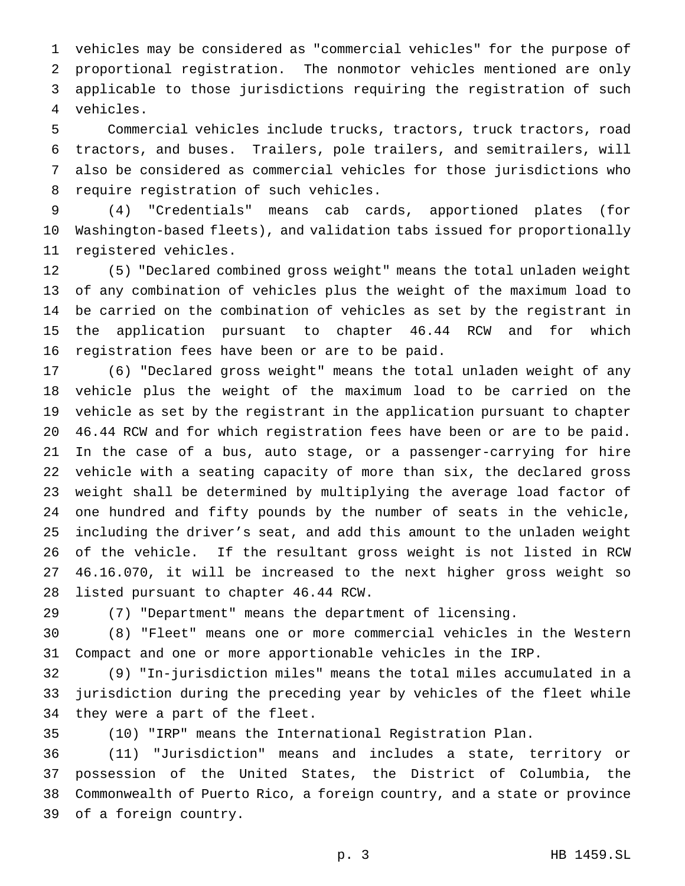vehicles may be considered as "commercial vehicles" for the purpose of proportional registration. The nonmotor vehicles mentioned are only applicable to those jurisdictions requiring the registration of such vehicles.

Commercial vehicles include trucks, tractors, truck tractors, road tractors, and buses. Trailers, pole trailers, and semitrailers, will also be considered as commercial vehicles for those jurisdictions who require registration of such vehicles.

(4) "Credentials" means cab cards, apportioned plates (for Washington-based fleets), and validation tabs issued for proportionally registered vehicles.

(5) "Declared combined gross weight" means the total unladen weight of any combination of vehicles plus the weight of the maximum load to be carried on the combination of vehicles as set by the registrant in the application pursuant to chapter 46.44 RCW and for which registration fees have been or are to be paid.

(6) "Declared gross weight" means the total unladen weight of any vehicle plus the weight of the maximum load to be carried on the vehicle as set by the registrant in the application pursuant to chapter 46.44 RCW and for which registration fees have been or are to be paid. In the case of a bus, auto stage, or a passenger-carrying for hire vehicle with a seating capacity of more than six, the declared gross weight shall be determined by multiplying the average load factor of one hundred and fifty pounds by the number of seats in the vehicle, including the driver's seat, and add this amount to the unladen weight of the vehicle. If the resultant gross weight is not listed in RCW 46.16.070, it will be increased to the next higher gross weight so listed pursuant to chapter 46.44 RCW.

(7) "Department" means the department of licensing.

(8) "Fleet" means one or more commercial vehicles in the Western Compact and one or more apportionable vehicles in the IRP.

(9) "In-jurisdiction miles" means the total miles accumulated in a jurisdiction during the preceding year by vehicles of the fleet while they were a part of the fleet.

(10) "IRP" means the International Registration Plan.

(11) "Jurisdiction" means and includes a state, territory or possession of the United States, the District of Columbia, the Commonwealth of Puerto Rico, a foreign country, and a state or province of a foreign country.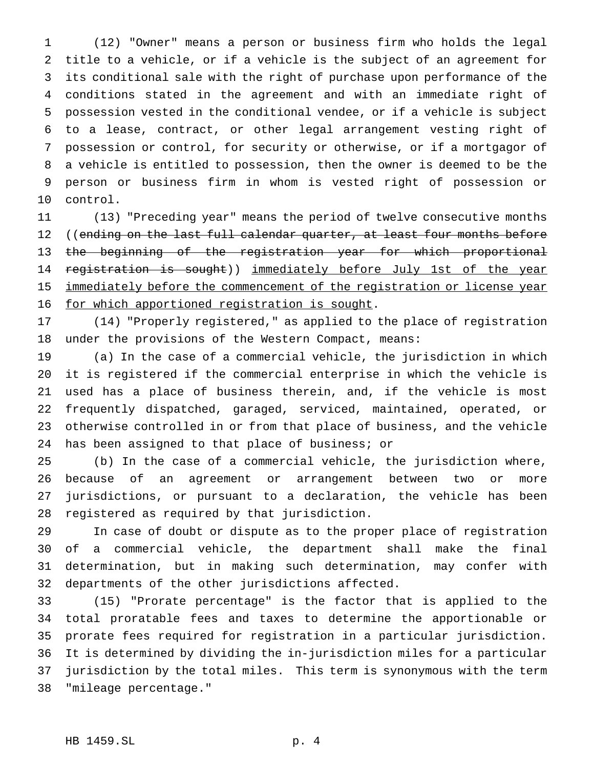(12) "Owner" means a person or business firm who holds the legal title to a vehicle, or if a vehicle is the subject of an agreement for its conditional sale with the right of purchase upon performance of the conditions stated in the agreement and with an immediate right of possession vested in the conditional vendee, or if a vehicle is subject to a lease, contract, or other legal arrangement vesting right of possession or control, for security or otherwise, or if a mortgagor of a vehicle is entitled to possession, then the owner is deemed to be the person or business firm in whom is vested right of possession or control.

(13) "Preceding year" means the period of twelve consecutive months ((~~ending on the last full calendar quarter, at least four months before the beginning of the registration year for which proportional registration is sought~~)) <u>immediately before July 1st of the year immediately before the commencement of the registration or license year for which apportioned registration is sought</u>.

(14) "Properly registered," as applied to the place of registration under the provisions of the Western Compact, means:

(a) In the case of a commercial vehicle, the jurisdiction in which it is registered if the commercial enterprise in which the vehicle is used has a place of business therein, and, if the vehicle is most frequently dispatched, garaged, serviced, maintained, operated, or otherwise controlled in or from that place of business, and the vehicle has been assigned to that place of business; or

(b) In the case of a commercial vehicle, the jurisdiction where, because of an agreement or arrangement between two or more jurisdictions, or pursuant to a declaration, the vehicle has been registered as required by that jurisdiction.

In case of doubt or dispute as to the proper place of registration of a commercial vehicle, the department shall make the final determination, but in making such determination, may confer with departments of the other jurisdictions affected.

(15) "Prorate percentage" is the factor that is applied to the total proratable fees and taxes to determine the apportionable or prorate fees required for registration in a particular jurisdiction. It is determined by dividing the in-jurisdiction miles for a particular jurisdiction by the total miles. This term is synonymous with the term "mileage percentage."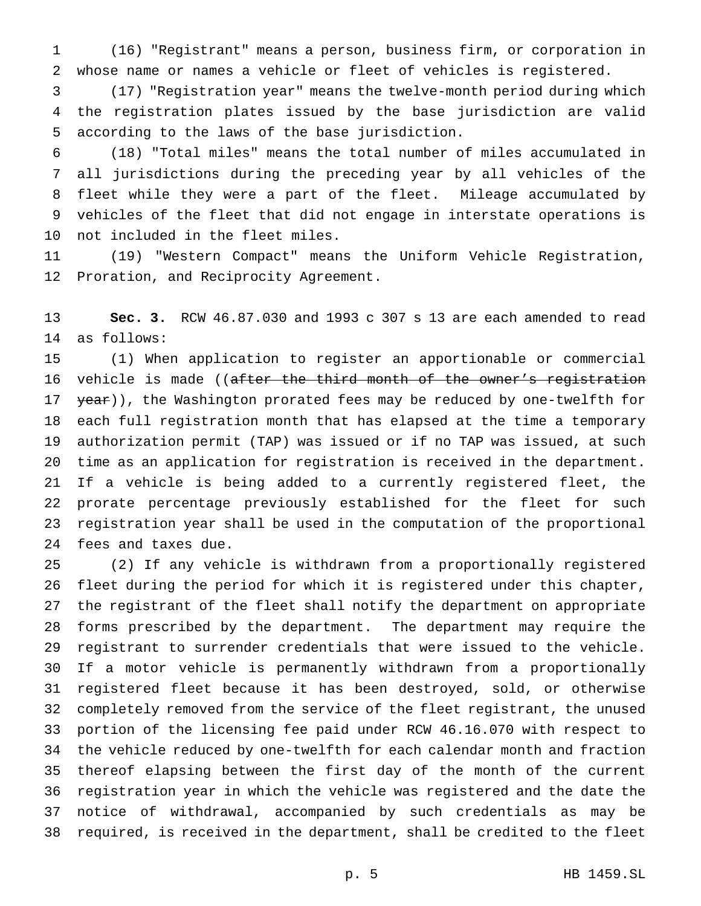(16) "Registrant" means a person, business firm, or corporation in whose name or names a vehicle or fleet of vehicles is registered.

(17) "Registration year" means the twelve-month period during which the registration plates issued by the base jurisdiction are valid according to the laws of the base jurisdiction.

(18) "Total miles" means the total number of miles accumulated in all jurisdictions during the preceding year by all vehicles of the fleet while they were a part of the fleet. Mileage accumulated by vehicles of the fleet that did not engage in interstate operations is not included in the fleet miles.

(19) "Western Compact" means the Uniform Vehicle Registration, Proration, and Reciprocity Agreement.

**Sec. 3.** RCW 46.87.030 and 1993 c 307 s 13 are each amended to read as follows:

(1) When application to register an apportionable or commercial vehicle is made ((~~after the third month of the owner's registration year~~)), the Washington prorated fees may be reduced by one-twelfth for each full registration month that has elapsed at the time a temporary authorization permit (TAP) was issued or if no TAP was issued, at such time as an application for registration is received in the department. If a vehicle is being added to a currently registered fleet, the prorate percentage previously established for the fleet for such registration year shall be used in the computation of the proportional fees and taxes due.

(2) If any vehicle is withdrawn from a proportionally registered fleet during the period for which it is registered under this chapter, the registrant of the fleet shall notify the department on appropriate forms prescribed by the department. The department may require the registrant to surrender credentials that were issued to the vehicle. If a motor vehicle is permanently withdrawn from a proportionally registered fleet because it has been destroyed, sold, or otherwise completely removed from the service of the fleet registrant, the unused portion of the licensing fee paid under RCW 46.16.070 with respect to the vehicle reduced by one-twelfth for each calendar month and fraction thereof elapsing between the first day of the month of the current registration year in which the vehicle was registered and the date the notice of withdrawal, accompanied by such credentials as may be required, is received in the department, shall be credited to the fleet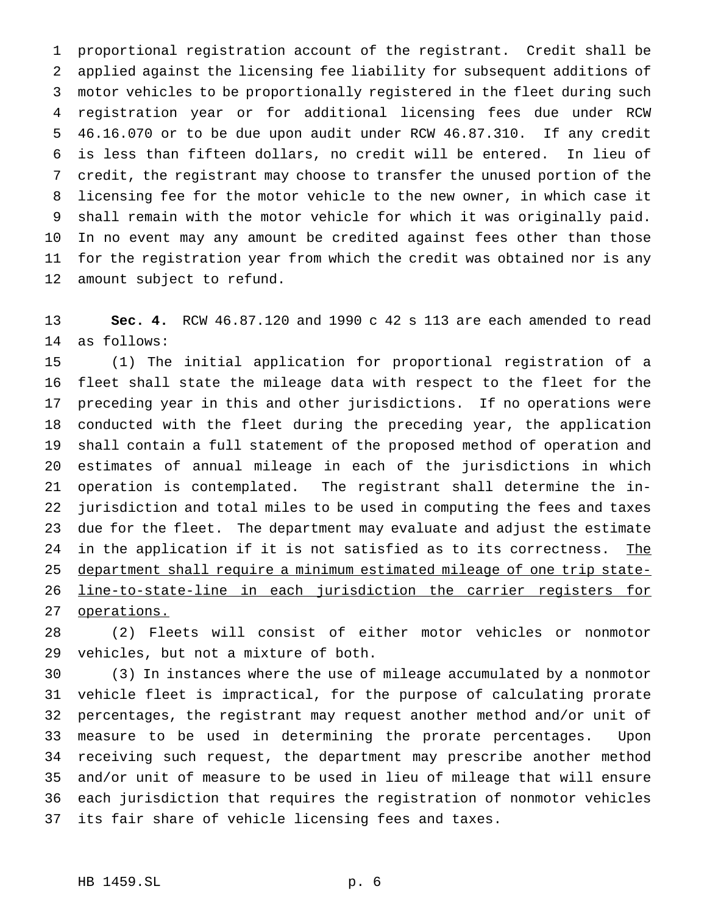proportional registration account of the registrant. Credit shall be applied against the licensing fee liability for subsequent additions of motor vehicles to be proportionally registered in the fleet during such registration year or for additional licensing fees due under RCW 46.16.070 or to be due upon audit under RCW 46.87.310. If any credit is less than fifteen dollars, no credit will be entered. In lieu of credit, the registrant may choose to transfer the unused portion of the licensing fee for the motor vehicle to the new owner, in which case it shall remain with the motor vehicle for which it was originally paid. In no event may any amount be credited against fees other than those for the registration year from which the credit was obtained nor is any amount subject to refund.

**Sec. 4.** RCW 46.87.120 and 1990 c 42 s 113 are each amended to read as follows:

(1) The initial application for proportional registration of a fleet shall state the mileage data with respect to the fleet for the preceding year in this and other jurisdictions. If no operations were conducted with the fleet during the preceding year, the application shall contain a full statement of the proposed method of operation and estimates of annual mileage in each of the jurisdictions in which operation is contemplated. The registrant shall determine the in-jurisdiction and total miles to be used in computing the fees and taxes due for the fleet. The department may evaluate and adjust the estimate in the application if it is not satisfied as to its correctness. <u>The department shall require a minimum estimated mileage of one trip state-line-to-state-line in each jurisdiction the carrier registers for operations.</u>

(2) Fleets will consist of either motor vehicles or nonmotor vehicles, but not a mixture of both.

(3) In instances where the use of mileage accumulated by a nonmotor vehicle fleet is impractical, for the purpose of calculating prorate percentages, the registrant may request another method and/or unit of measure to be used in determining the prorate percentages. Upon receiving such request, the department may prescribe another method and/or unit of measure to be used in lieu of mileage that will ensure each jurisdiction that requires the registration of nonmotor vehicles its fair share of vehicle licensing fees and taxes.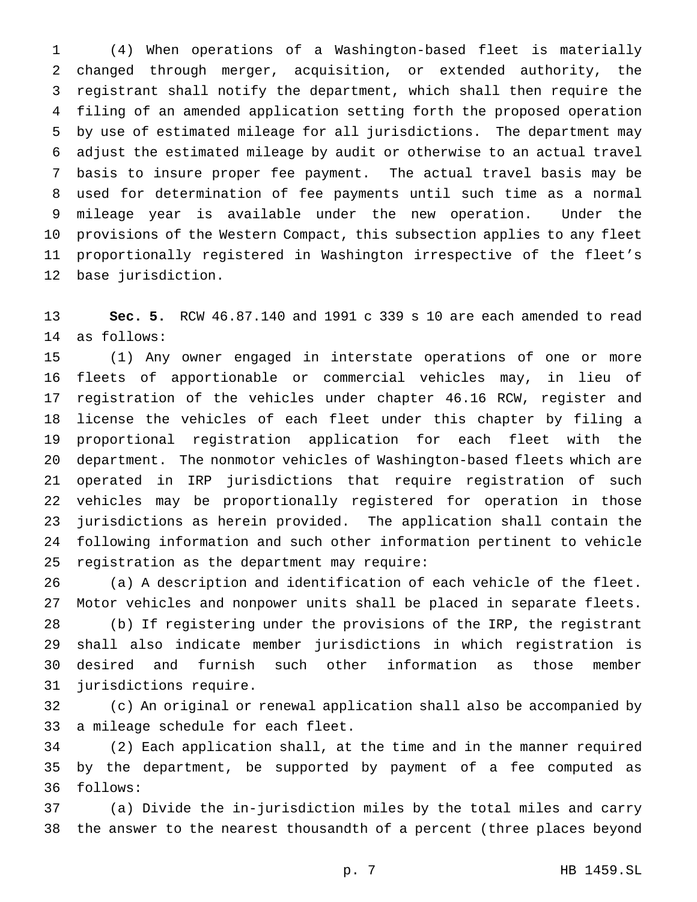(4) When operations of a Washington-based fleet is materially changed through merger, acquisition, or extended authority, the registrant shall notify the department, which shall then require the filing of an amended application setting forth the proposed operation by use of estimated mileage for all jurisdictions. The department may adjust the estimated mileage by audit or otherwise to an actual travel basis to insure proper fee payment. The actual travel basis may be used for determination of fee payments until such time as a normal mileage year is available under the new operation. Under the provisions of the Western Compact, this subsection applies to any fleet proportionally registered in Washington irrespective of the fleet's base jurisdiction.

**Sec. 5.** RCW 46.87.140 and 1991 c 339 s 10 are each amended to read as follows:

(1) Any owner engaged in interstate operations of one or more fleets of apportionable or commercial vehicles may, in lieu of registration of the vehicles under chapter 46.16 RCW, register and license the vehicles of each fleet under this chapter by filing a proportional registration application for each fleet with the department. The nonmotor vehicles of Washington-based fleets which are operated in IRP jurisdictions that require registration of such vehicles may be proportionally registered for operation in those jurisdictions as herein provided. The application shall contain the following information and such other information pertinent to vehicle registration as the department may require:

(a) A description and identification of each vehicle of the fleet. Motor vehicles and nonpower units shall be placed in separate fleets.

(b) If registering under the provisions of the IRP, the registrant shall also indicate member jurisdictions in which registration is desired and furnish such other information as those member jurisdictions require.

(c) An original or renewal application shall also be accompanied by a mileage schedule for each fleet.

(2) Each application shall, at the time and in the manner required by the department, be supported by payment of a fee computed as follows:

(a) Divide the in-jurisdiction miles by the total miles and carry the answer to the nearest thousandth of a percent (three places beyond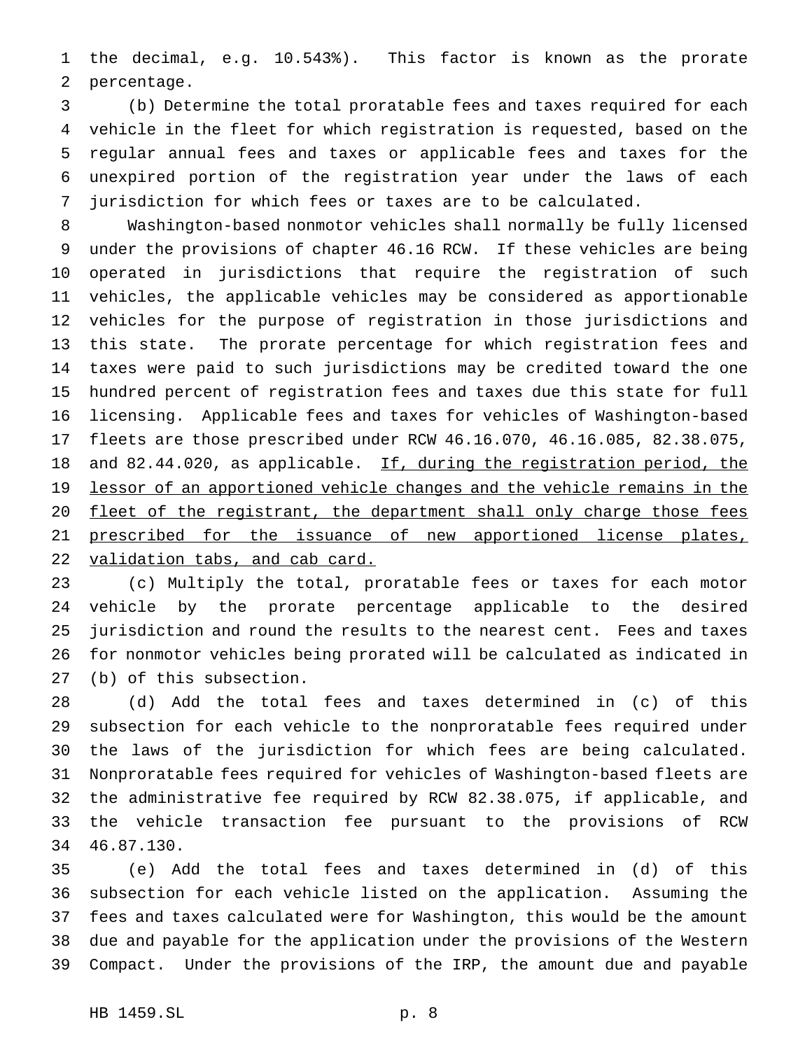the decimal, e.g. 10.543%). This factor is known as the prorate percentage.

(b) Determine the total proratable fees and taxes required for each vehicle in the fleet for which registration is requested, based on the regular annual fees and taxes or applicable fees and taxes for the unexpired portion of the registration year under the laws of each jurisdiction for which fees or taxes are to be calculated.

Washington-based nonmotor vehicles shall normally be fully licensed under the provisions of chapter 46.16 RCW. If these vehicles are being operated in jurisdictions that require the registration of such vehicles, the applicable vehicles may be considered as apportionable vehicles for the purpose of registration in those jurisdictions and this state. The prorate percentage for which registration fees and taxes were paid to such jurisdictions may be credited toward the one hundred percent of registration fees and taxes due this state for full licensing. Applicable fees and taxes for vehicles of Washington-based fleets are those prescribed under RCW 46.16.070, 46.16.085, 82.38.075, and 82.44.020, as applicable. <u>If, during the registration period, the lessor of an apportioned vehicle changes and the vehicle remains in the fleet of the registrant, the department shall only charge those fees prescribed for the issuance of new apportioned license plates, validation tabs, and cab card.</u>

(c) Multiply the total, proratable fees or taxes for each motor vehicle by the prorate percentage applicable to the desired jurisdiction and round the results to the nearest cent. Fees and taxes for nonmotor vehicles being prorated will be calculated as indicated in (b) of this subsection.

(d) Add the total fees and taxes determined in (c) of this subsection for each vehicle to the nonproratable fees required under the laws of the jurisdiction for which fees are being calculated. Nonproratable fees required for vehicles of Washington-based fleets are the administrative fee required by RCW 82.38.075, if applicable, and the vehicle transaction fee pursuant to the provisions of RCW 46.87.130.

(e) Add the total fees and taxes determined in (d) of this subsection for each vehicle listed on the application. Assuming the fees and taxes calculated were for Washington, this would be the amount due and payable for the application under the provisions of the Western Compact. Under the provisions of the IRP, the amount due and payable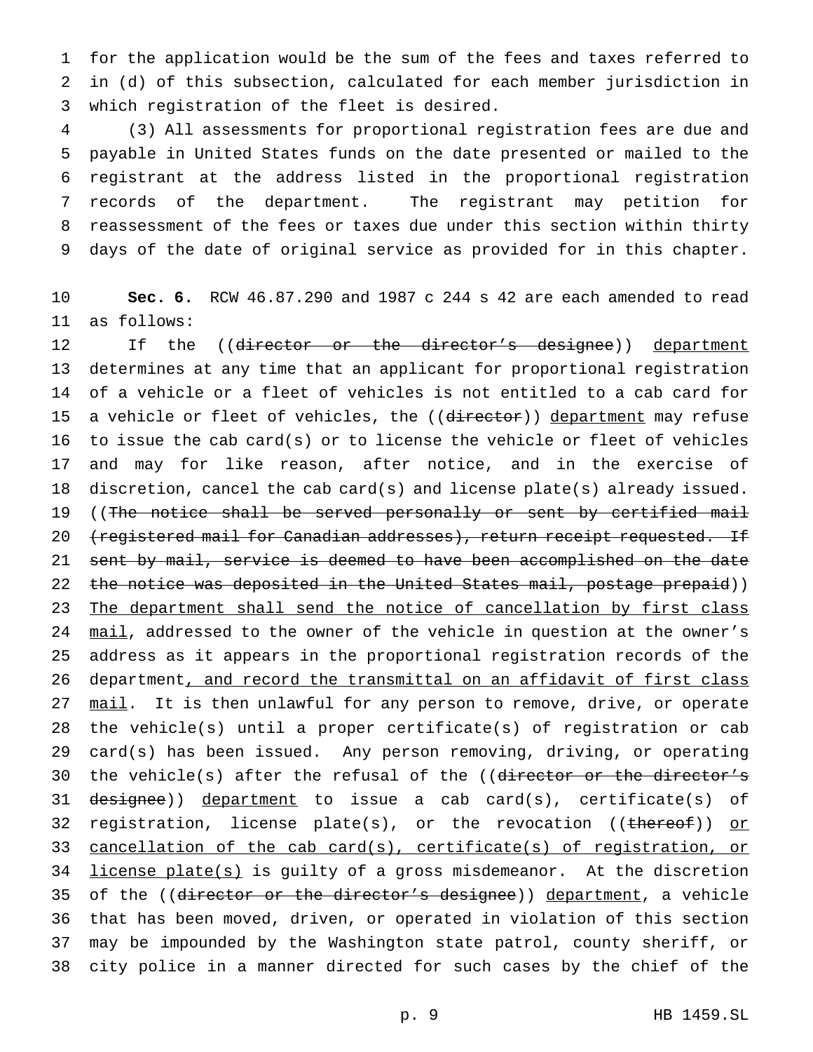for the application would be the sum of the fees and taxes referred to in (d) of this subsection, calculated for each member jurisdiction in which registration of the fleet is desired.

(3) All assessments for proportional registration fees are due and payable in United States funds on the date presented or mailed to the registrant at the address listed in the proportional registration records of the department. The registrant may petition for reassessment of the fees or taxes due under this section within thirty days of the date of original service as provided for in this chapter.

**Sec. 6.** RCW 46.87.290 and 1987 c 244 s 42 are each amended to read as follows:

If the ((~~director or the director's designee~~)) department determines at any time that an applicant for proportional registration of a vehicle or a fleet of vehicles is not entitled to a cab card for a vehicle or fleet of vehicles, the ((~~director~~)) department may refuse to issue the cab card(s) or to license the vehicle or fleet of vehicles and may for like reason, after notice, and in the exercise of discretion, cancel the cab card(s) and license plate(s) already issued. ((~~The notice shall be served personally or sent by certified mail (registered mail for Canadian addresses), return receipt requested. If sent by mail, service is deemed to have been accomplished on the date the notice was deposited in the United States mail, postage prepaid~~)) The department shall send the notice of cancellation by first class mail, addressed to the owner of the vehicle in question at the owner's address as it appears in the proportional registration records of the department, and record the transmittal on an affidavit of first class mail. It is then unlawful for any person to remove, drive, or operate the vehicle(s) until a proper certificate(s) of registration or cab card(s) has been issued. Any person removing, driving, or operating the vehicle(s) after the refusal of the ((~~director or the director's designee~~)) department to issue a cab card(s), certificate(s) of registration, license plate(s), or the revocation ((~~thereof~~)) or cancellation of the cab card(s), certificate(s) of registration, or license plate(s) is guilty of a gross misdemeanor. At the discretion of the ((~~director or the director's designee~~)) department, a vehicle that has been moved, driven, or operated in violation of this section may be impounded by the Washington state patrol, county sheriff, or city police in a manner directed for such cases by the chief of the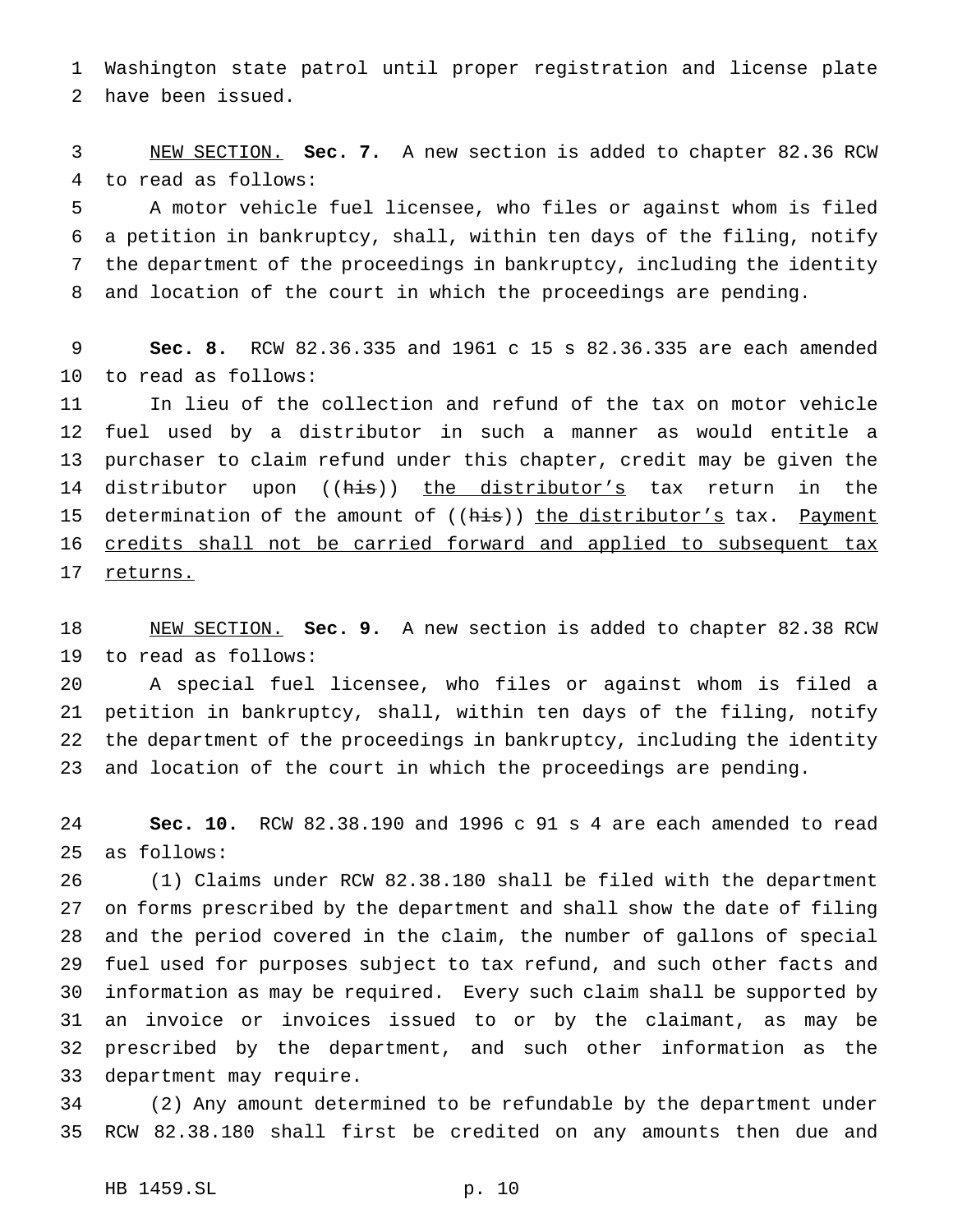Washington state patrol until proper registration and license plate have been issued.

NEW SECTION. **Sec. 7.** A new section is added to chapter 82.36 RCW to read as follows:

A motor vehicle fuel licensee, who files or against whom is filed a petition in bankruptcy, shall, within ten days of the filing, notify the department of the proceedings in bankruptcy, including the identity and location of the court in which the proceedings are pending.

**Sec. 8.** RCW 82.36.335 and 1961 c 15 s 82.36.335 are each amended to read as follows:

In lieu of the collection and refund of the tax on motor vehicle fuel used by a distributor in such a manner as would entitle a purchaser to claim refund under this chapter, credit may be given the distributor upon ((~~his~~)) the distributor's tax return in the determination of the amount of ((~~his~~)) the distributor's tax. Payment credits shall not be carried forward and applied to subsequent tax returns.

NEW SECTION. **Sec. 9.** A new section is added to chapter 82.38 RCW to read as follows:

A special fuel licensee, who files or against whom is filed a petition in bankruptcy, shall, within ten days of the filing, notify the department of the proceedings in bankruptcy, including the identity and location of the court in which the proceedings are pending.

**Sec. 10.** RCW 82.38.190 and 1996 c 91 s 4 are each amended to read as follows:

(1) Claims under RCW 82.38.180 shall be filed with the department on forms prescribed by the department and shall show the date of filing and the period covered in the claim, the number of gallons of special fuel used for purposes subject to tax refund, and such other facts and information as may be required. Every such claim shall be supported by an invoice or invoices issued to or by the claimant, as may be prescribed by the department, and such other information as the department may require.

(2) Any amount determined to be refundable by the department under RCW 82.38.180 shall first be credited on any amounts then due and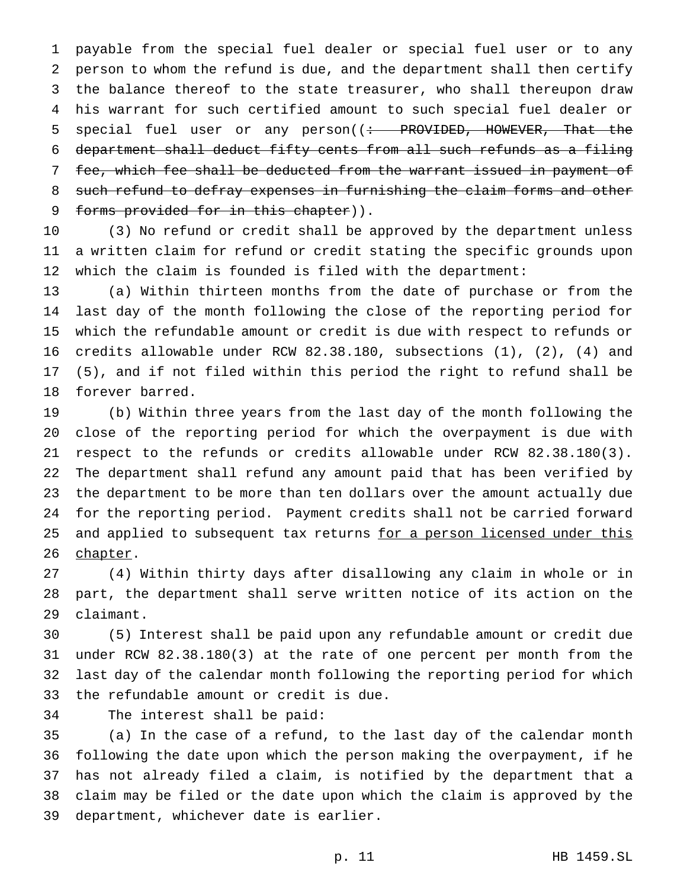payable from the special fuel dealer or special fuel user or to any person to whom the refund is due, and the department shall then certify the balance thereof to the state treasurer, who shall thereupon draw his warrant for such certified amount to such special fuel dealer or special fuel user or any person((~~: PROVIDED, HOWEVER, That the department shall deduct fifty cents from all such refunds as a filing fee, which fee shall be deducted from the warrant issued in payment of such refund to defray expenses in furnishing the claim forms and other forms provided for in this chapter~~)).

(3) No refund or credit shall be approved by the department unless a written claim for refund or credit stating the specific grounds upon which the claim is founded is filed with the department:

(a) Within thirteen months from the date of purchase or from the last day of the month following the close of the reporting period for which the refundable amount or credit is due with respect to refunds or credits allowable under RCW 82.38.180, subsections (1), (2), (4) and (5), and if not filed within this period the right to refund shall be forever barred.

(b) Within three years from the last day of the month following the close of the reporting period for which the overpayment is due with respect to the refunds or credits allowable under RCW 82.38.180(3). The department shall refund any amount paid that has been verified by the department to be more than ten dollars over the amount actually due for the reporting period. Payment credits shall not be carried forward and applied to subsequent tax returns <u>for a person licensed under this chapter</u>.

(4) Within thirty days after disallowing any claim in whole or in part, the department shall serve written notice of its action on the claimant.

(5) Interest shall be paid upon any refundable amount or credit due under RCW 82.38.180(3) at the rate of one percent per month from the last day of the calendar month following the reporting period for which the refundable amount or credit is due.

The interest shall be paid:

(a) In the case of a refund, to the last day of the calendar month following the date upon which the person making the overpayment, if he has not already filed a claim, is notified by the department that a claim may be filed or the date upon which the claim is approved by the department, whichever date is earlier.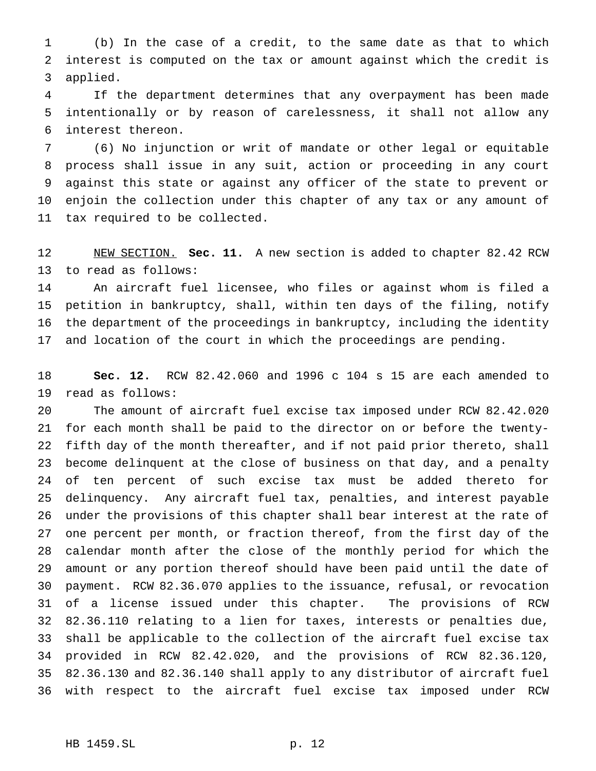(b) In the case of a credit, to the same date as that to which interest is computed on the tax or amount against which the credit is applied.

If the department determines that any overpayment has been made intentionally or by reason of carelessness, it shall not allow any interest thereon.

(6) No injunction or writ of mandate or other legal or equitable process shall issue in any suit, action or proceeding in any court against this state or against any officer of the state to prevent or enjoin the collection under this chapter of any tax or any amount of tax required to be collected.

NEW SECTION. **Sec. 11.** A new section is added to chapter 82.42 RCW to read as follows:

An aircraft fuel licensee, who files or against whom is filed a petition in bankruptcy, shall, within ten days of the filing, notify the department of the proceedings in bankruptcy, including the identity and location of the court in which the proceedings are pending.

**Sec. 12.** RCW 82.42.060 and 1996 c 104 s 15 are each amended to read as follows:

The amount of aircraft fuel excise tax imposed under RCW 82.42.020 for each month shall be paid to the director on or before the twenty-fifth day of the month thereafter, and if not paid prior thereto, shall become delinquent at the close of business on that day, and a penalty of ten percent of such excise tax must be added thereto for delinquency. Any aircraft fuel tax, penalties, and interest payable under the provisions of this chapter shall bear interest at the rate of one percent per month, or fraction thereof, from the first day of the calendar month after the close of the monthly period for which the amount or any portion thereof should have been paid until the date of payment. RCW 82.36.070 applies to the issuance, refusal, or revocation of a license issued under this chapter. The provisions of RCW 82.36.110 relating to a lien for taxes, interests or penalties due, shall be applicable to the collection of the aircraft fuel excise tax provided in RCW 82.42.020, and the provisions of RCW 82.36.120, 82.36.130 and 82.36.140 shall apply to any distributor of aircraft fuel with respect to the aircraft fuel excise tax imposed under RCW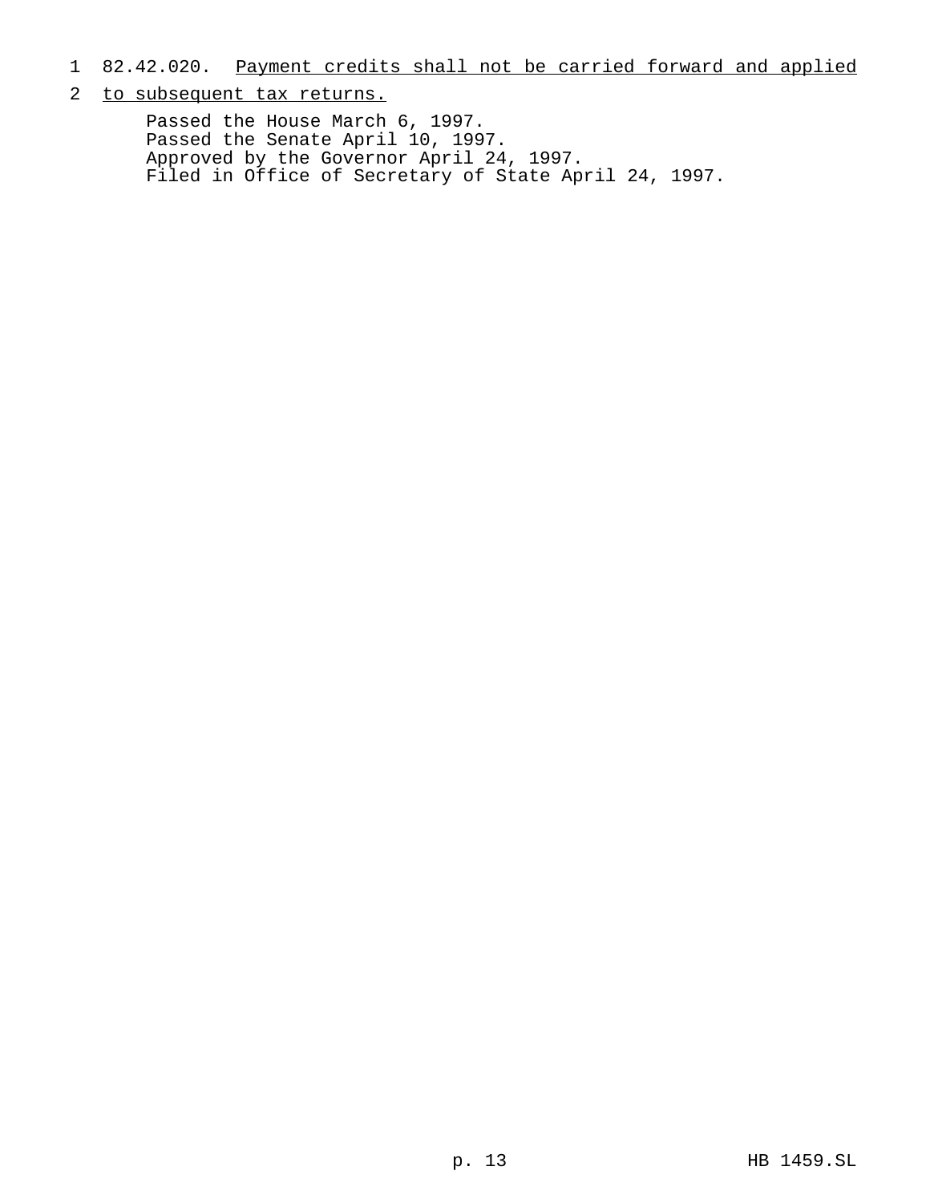82.42.020. <u>Payment credits shall not be carried forward and applied to subsequent tax returns.</u>

Passed the House March 6, 1997.
Passed the Senate April 10, 1997.
Approved by the Governor April 24, 1997.
Filed in Office of Secretary of State April 24, 1997.